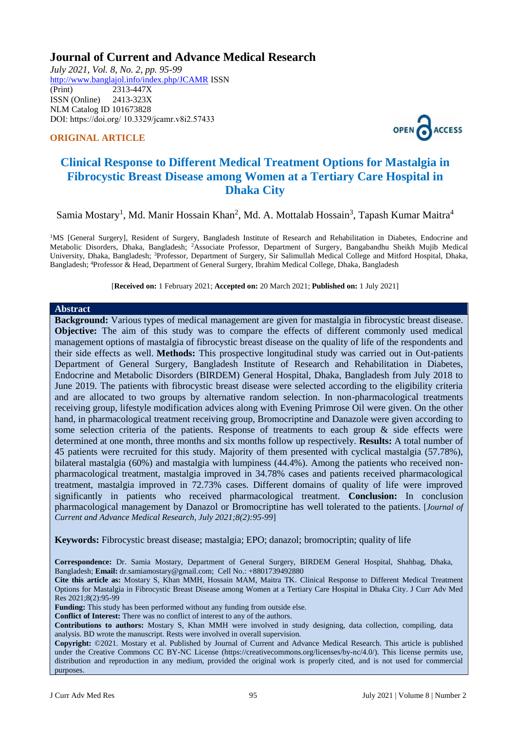# Journal of Current and Advance Medical Research

*July 2021, Vol. 8, No. 2, pp. 95-99*
http://www.banglajol.info/index.php/JCAMR ISSN (Print) 2313-447X
ISSN (Online) 2413-323X
NLM Catalog ID 101673828
DOI: https://doi.org/ 10.3329/jcamr.v8i2.57433

**ORIGINAL ARTICLE**

## Clinical Response to Different Medical Treatment Options for Mastalgia in Fibrocystic Breast Disease among Women at a Tertiary Care Hospital in Dhaka City

Samia Mostary[1], Md. Manir Hossain Khan[2], Md. A. Mottalab Hossain[3], Tapash Kumar Maitra[4]

[1]MS [General Surgery], Resident of Surgery, Bangladesh Institute of Research and Rehabilitation in Diabetes, Endocrine and Metabolic Disorders, Dhaka, Bangladesh; [2]Associate Professor, Department of Surgery, Bangabandhu Sheikh Mujib Medical University, Dhaka, Bangladesh; [3]Professor, Department of Surgery, Sir Salimullah Medical College and Mitford Hospital, Dhaka, Bangladesh; [4]Professor & Head, Department of General Surgery, Ibrahim Medical College, Dhaka, Bangladesh

[**Received on:** 1 February 2021; **Accepted on:** 20 March 2021; **Published on:** 1 July 2021]

### Abstract

**Background:** Various types of medical management are given for mastalgia in fibrocystic breast disease. **Objective:** The aim of this study was to compare the effects of different commonly used medical management options of mastalgia of fibrocystic breast disease on the quality of life of the respondents and their side effects as well. **Methods:** This prospective longitudinal study was carried out in Out-patients Department of General Surgery, Bangladesh Institute of Research and Rehabilitation in Diabetes, Endocrine and Metabolic Disorders (BIRDEM) General Hospital, Dhaka, Bangladesh from July 2018 to June 2019. The patients with fibrocystic breast disease were selected according to the eligibility criteria and are allocated to two groups by alternative random selection. In non-pharmacological treatments receiving group, lifestyle modification advices along with Evening Primrose Oil were given. On the other hand, in pharmacological treatment receiving group, Bromocriptine and Danazole were given according to some selection criteria of the patients. Response of treatments to each group & side effects were determined at one month, three months and six months follow up respectively. **Results:** A total number of 45 patients were recruited for this study. Majority of them presented with cyclical mastalgia (57.78%), bilateral mastalgia (60%) and mastalgia with lumpiness (44.4%). Among the patients who received non-pharmacological treatment, mastalgia improved in 34.78% cases and patients received pharmacological treatment, mastalgia improved in 72.73% cases. Different domains of quality of life were improved significantly in patients who received pharmacological treatment. **Conclusion:** In conclusion pharmacological management by Danazol or Bromocriptine has well tolerated to the patients. [*Journal of Current and Advance Medical Research, July 2021;8(2):95-99*]

**Keywords:** Fibrocystic breast disease; mastalgia; EPO; danazol; bromocriptin; quality of life

**Correspondence:** Dr. Samia Mostary, Department of General Surgery, BIRDEM General Hospital, Shahbag, Dhaka, Bangladesh; **Email:** dr.samiamostary@gmail.com; Cell No.: +8801739492880

**Cite this article as:** Mostary S, Khan MMH, Hossain MAM, Maitra TK. Clinical Response to Different Medical Treatment Options for Mastalgia in Fibrocystic Breast Disease among Women at a Tertiary Care Hospital in Dhaka City. J Curr Adv Med Res 2021;8(2):95-99

**Funding:** This study has been performed without any funding from outside else.

**Conflict of Interest:** There was no conflict of interest to any of the authors.

**Contributions to authors:** Mostary S, Khan MMH were involved in study designing, data collection, compiling, data analysis. BD wrote the manuscript. Rests were involved in overall supervision.

**Copyright:** ©2021. Mostary et al. Published by Journal of Current and Advance Medical Research. This article is published under the Creative Commons CC BY-NC License (https://creativecommons.org/licenses/by-nc/4.0/). This license permits use, distribution and reproduction in any medium, provided the original work is properly cited, and is not used for commercial purposes.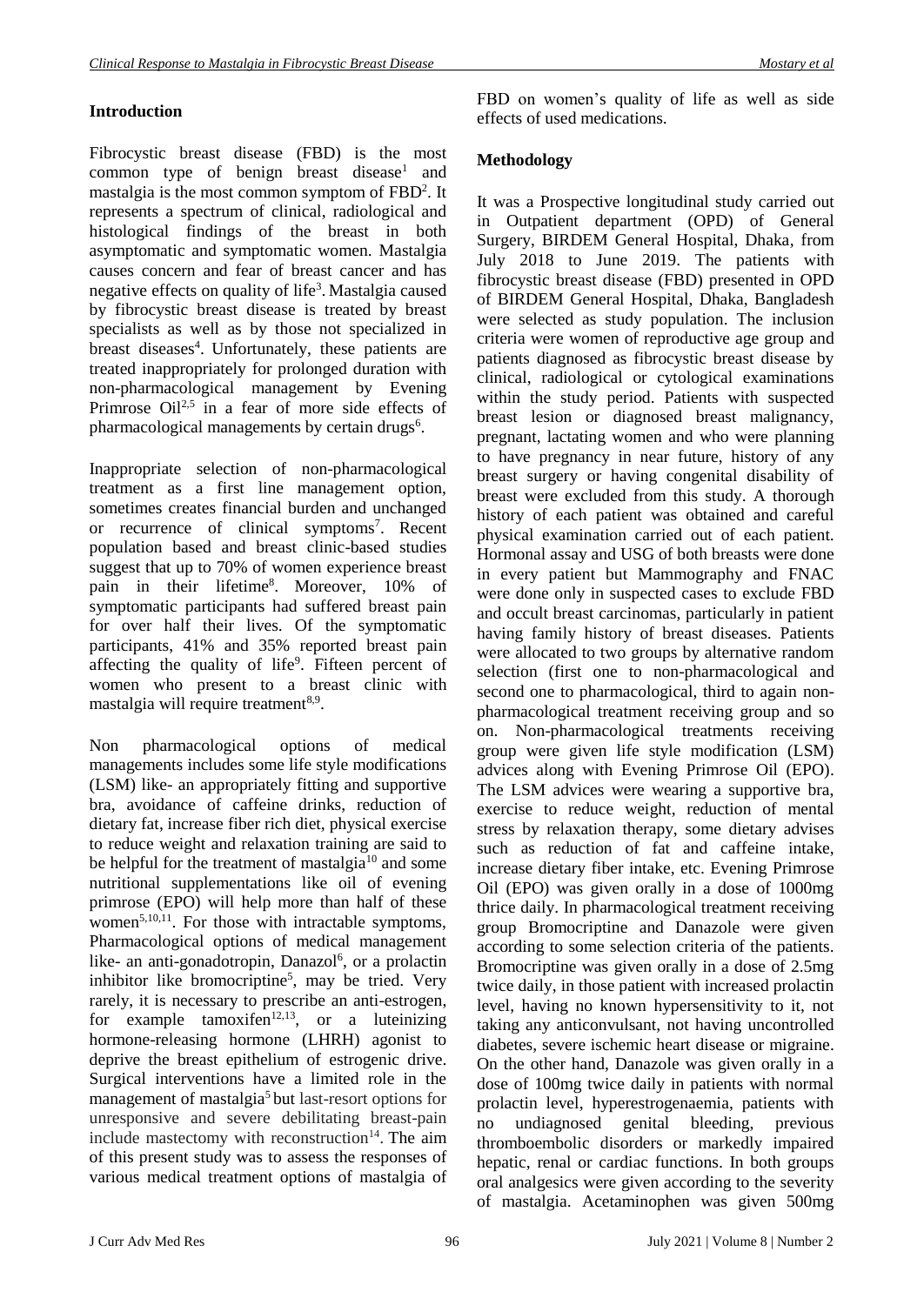## Introduction

Fibrocystic breast disease (FBD) is the most common type of benign breast disease[1] and mastalgia is the most common symptom of FBD[2]. It represents a spectrum of clinical, radiological and histological findings of the breast in both asymptomatic and symptomatic women. Mastalgia causes concern and fear of breast cancer and has negative effects on quality of life[3]. Mastalgia caused by fibrocystic breast disease is treated by breast specialists as well as by those not specialized in breast diseases[4]. Unfortunately, these patients are treated inappropriately for prolonged duration with non-pharmacological management by Evening Primrose Oil[2,5] in a fear of more side effects of pharmacological managements by certain drugs[6].

Inappropriate selection of non-pharmacological treatment as a first line management option, sometimes creates financial burden and unchanged or recurrence of clinical symptoms[7]. Recent population based and breast clinic-based studies suggest that up to 70% of women experience breast pain in their lifetime[8]. Moreover, 10% of symptomatic participants had suffered breast pain for over half their lives. Of the symptomatic participants, 41% and 35% reported breast pain affecting the quality of life[9]. Fifteen percent of women who present to a breast clinic with mastalgia will require treatment[8,9].

Non pharmacological options of medical managements includes some life style modifications (LSM) like- an appropriately fitting and supportive bra, avoidance of caffeine drinks, reduction of dietary fat, increase fiber rich diet, physical exercise to reduce weight and relaxation training are said to be helpful for the treatment of mastalgia[10] and some nutritional supplementations like oil of evening primrose (EPO) will help more than half of these women[5,10,11]. For those with intractable symptoms, Pharmacological options of medical management like- an anti-gonadotropin, Danazol[6], or a prolactin inhibitor like bromocriptine[5], may be tried. Very rarely, it is necessary to prescribe an anti-estrogen, for example tamoxifen[12,13], or a luteinizing hormone-releasing hormone (LHRH) agonist to deprive the breast epithelium of estrogenic drive. Surgical interventions have a limited role in the management of mastalgia[5] but last-resort options for unresponsive and severe debilitating breast-pain include mastectomy with reconstruction[14]. The aim of this present study was to assess the responses of various medical treatment options of mastalgia of FBD on women's quality of life as well as side effects of used medications.

## Methodology

It was a Prospective longitudinal study carried out in Outpatient department (OPD) of General Surgery, BIRDEM General Hospital, Dhaka, from July 2018 to June 2019. The patients with fibrocystic breast disease (FBD) presented in OPD of BIRDEM General Hospital, Dhaka, Bangladesh were selected as study population. The inclusion criteria were women of reproductive age group and patients diagnosed as fibrocystic breast disease by clinical, radiological or cytological examinations within the study period. Patients with suspected breast lesion or diagnosed breast malignancy, pregnant, lactating women and who were planning to have pregnancy in near future, history of any breast surgery or having congenital disability of breast were excluded from this study. A thorough history of each patient was obtained and careful physical examination carried out of each patient. Hormonal assay and USG of both breasts were done in every patient but Mammography and FNAC were done only in suspected cases to exclude FBD and occult breast carcinomas, particularly in patient having family history of breast diseases. Patients were allocated to two groups by alternative random selection (first one to non-pharmacological and second one to pharmacological, third to again non-pharmacological treatment receiving group and so on. Non-pharmacological treatments receiving group were given life style modification (LSM) advices along with Evening Primrose Oil (EPO). The LSM advices were wearing a supportive bra, exercise to reduce weight, reduction of mental stress by relaxation therapy, some dietary advises such as reduction of fat and caffeine intake, increase dietary fiber intake, etc. Evening Primrose Oil (EPO) was given orally in a dose of 1000mg thrice daily. In pharmacological treatment receiving group Bromocriptine and Danazole were given according to some selection criteria of the patients. Bromocriptine was given orally in a dose of 2.5mg twice daily, in those patient with increased prolactin level, having no known hypersensitivity to it, not taking any anticonvulsant, not having uncontrolled diabetes, severe ischemic heart disease or migraine. On the other hand, Danazole was given orally in a dose of 100mg twice daily in patients with normal prolactin level, hyperestrogenaemia, patients with no undiagnosed genital bleeding, previous thromboembolic disorders or markedly impaired hepatic, renal or cardiac functions. In both groups oral analgesics were given according to the severity of mastalgia. Acetaminophen was given 500mg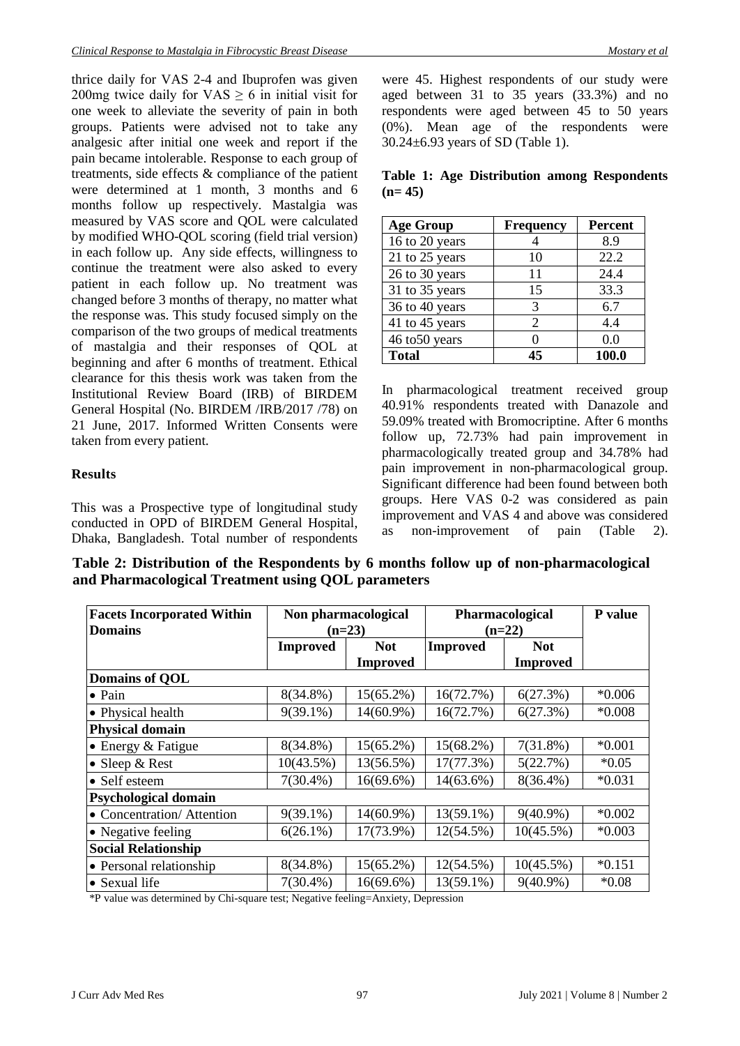thrice daily for VAS 2-4 and Ibuprofen was given 200mg twice daily for VAS ≥ 6 in initial visit for one week to alleviate the severity of pain in both groups. Patients were advised not to take any analgesic after initial one week and report if the pain became intolerable. Response to each group of treatments, side effects & compliance of the patient were determined at 1 month, 3 months and 6 months follow up respectively. Mastalgia was measured by VAS score and QOL were calculated by modified WHO-QOL scoring (field trial version) in each follow up. Any side effects, willingness to continue the treatment were also asked to every patient in each follow up. No treatment was changed before 3 months of therapy, no matter what the response was. This study focused simply on the comparison of the two groups of medical treatments of mastalgia and their responses of QOL at beginning and after 6 months of treatment. Ethical clearance for this thesis work was taken from the Institutional Review Board (IRB) of BIRDEM General Hospital (No. BIRDEM /IRB/2017 /78) on 21 June, 2017. Informed Written Consents were taken from every patient.

## Results

This was a Prospective type of longitudinal study conducted in OPD of BIRDEM General Hospital, Dhaka, Bangladesh. Total number of respondents were 45. Highest respondents of our study were aged between 31 to 35 years (33.3%) and no respondents were aged between 45 to 50 years (0%). Mean age of the respondents were 30.24±6.93 years of SD (Table 1).

**Table 1: Age Distribution among Respondents (n= 45)**

| Age Group | Frequency | Percent |
|---|---|---|
| 16 to 20 years | 4 | 8.9 |
| 21 to 25 years | 10 | 22.2 |
| 26 to 30 years | 11 | 24.4 |
| 31 to 35 years | 15 | 33.3 |
| 36 to 40 years | 3 | 6.7 |
| 41 to 45 years | 2 | 4.4 |
| 46 to50 years | 0 | 0.0 |
| **Total** | **45** | **100.0** |

In pharmacological treatment received group 40.91% respondents treated with Danazole and 59.09% treated with Bromocriptine. After 6 months follow up, 72.73% had pain improvement in pharmacologically treated group and 34.78% had pain improvement in non-pharmacological group. Significant difference had been found between both groups. Here VAS 0-2 was considered as pain improvement and VAS 4 and above was considered as non-improvement of pain (Table 2).

**Table 2: Distribution of the Respondents by 6 months follow up of non-pharmacological and Pharmacological Treatment using QOL parameters**

| Facets Incorporated Within Domains | Non pharmacological (n=23) | | Pharmacological (n=22) | | P value |
|---|---|---|---|---|---|
| | Improved | Not Improved | Improved | Not Improved | |
| **Domains of QOL** | | | | | |
| • Pain | 8(34.8%) | 15(65.2%) | 16(72.7%) | 6(27.3%) | *0.006 |
| • Physical health | 9(39.1%) | 14(60.9%) | 16(72.7%) | 6(27.3%) | *0.008 |
| **Physical domain** | | | | | |
| • Energy & Fatigue | 8(34.8%) | 15(65.2%) | 15(68.2%) | 7(31.8%) | *0.001 |
| • Sleep & Rest | 10(43.5%) | 13(56.5%) | 17(77.3%) | 5(22.7%) | *0.05 |
| • Self esteem | 7(30.4%) | 16(69.6%) | 14(63.6%) | 8(36.4%) | *0.031 |
| **Psychological domain** | | | | | |
| • Concentration/ Attention | 9(39.1%) | 14(60.9%) | 13(59.1%) | 9(40.9%) | *0.002 |
| • Negative feeling | 6(26.1%) | 17(73.9%) | 12(54.5%) | 10(45.5%) | *0.003 |
| **Social Relationship** | | | | | |
| • Personal relationship | 8(34.8%) | 15(65.2%) | 12(54.5%) | 10(45.5%) | *0.151 |
| • Sexual life | 7(30.4%) | 16(69.6%) | 13(59.1%) | 9(40.9%) | *0.08 |

*P value was determined by Chi-square test; Negative feeling=Anxiety, Depression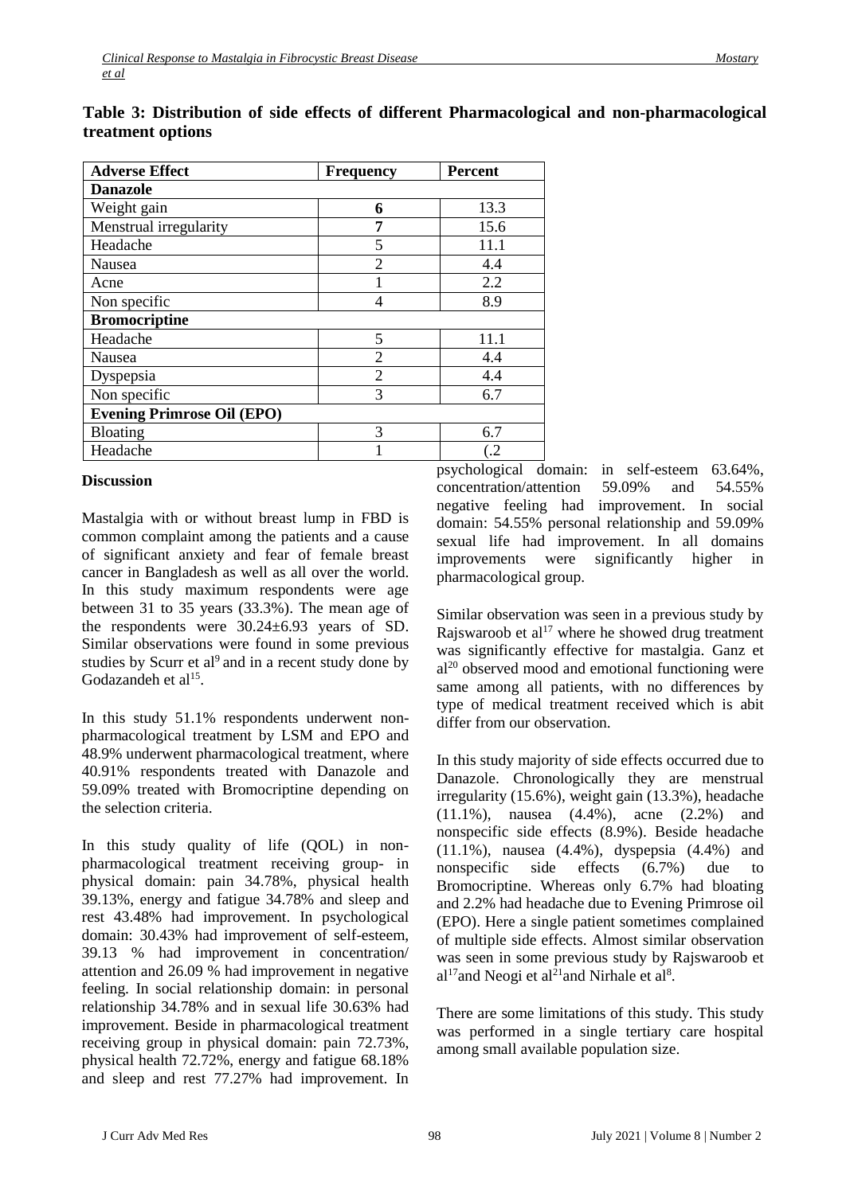**Table 3: Distribution of side effects of different Pharmacological and non-pharmacological treatment options**

| Adverse Effect | Frequency | Percent |
|---|---|---|
| **Danazole** | | |
| Weight gain | **6** | 13.3 |
| Menstrual irregularity | **7** | 15.6 |
| Headache | 5 | 11.1 |
| Nausea | 2 | 4.4 |
| Acne | 1 | 2.2 |
| Non specific | 4 | 8.9 |
| **Bromocriptine** | | |
| Headache | 5 | 11.1 |
| Nausea | 2 | 4.4 |
| Dyspepsia | 2 | 4.4 |
| Non specific | 3 | 6.7 |
| **Evening Primrose Oil (EPO)** | | |
| Bloating | 3 | 6.7 |
| Headache | 1 | (.2 |

## Discussion

Mastalgia with or without breast lump in FBD is common complaint among the patients and a cause of significant anxiety and fear of female breast cancer in Bangladesh as well as all over the world. In this study maximum respondents were age between 31 to 35 years (33.3%). The mean age of the respondents were 30.24±6.93 years of SD. Similar observations were found in some previous studies by Scurr et al[9] and in a recent study done by Godazandeh et al[15].

In this study 51.1% respondents underwent non-pharmacological treatment by LSM and EPO and 48.9% underwent pharmacological treatment, where 40.91% respondents treated with Danazole and 59.09% treated with Bromocriptine depending on the selection criteria.

In this study quality of life (QOL) in non-pharmacological treatment receiving group- in physical domain: pain 34.78%, physical health 39.13%, energy and fatigue 34.78% and sleep and rest 43.48% had improvement. In psychological domain: 30.43% had improvement of self-esteem, 39.13 % had improvement in concentration/ attention and 26.09 % had improvement in negative feeling. In social relationship domain: in personal relationship 34.78% and in sexual life 30.63% had improvement. Beside in pharmacological treatment receiving group in physical domain: pain 72.73%, physical health 72.72%, energy and fatigue 68.18% and sleep and rest 77.27% had improvement. In psychological domain: in self-esteem 63.64%, concentration/attention 59.09% and 54.55% negative feeling had improvement. In social domain: 54.55% personal relationship and 59.09% sexual life had improvement. In all domains improvements were significantly higher in pharmacological group.

Similar observation was seen in a previous study by Rajswaroob et al[17] where he showed drug treatment was significantly effective for mastalgia. Ganz et al[20] observed mood and emotional functioning were same among all patients, with no differences by type of medical treatment received which is abit differ from our observation.

In this study majority of side effects occurred due to Danazole. Chronologically they are menstrual irregularity (15.6%), weight gain (13.3%), headache (11.1%), nausea (4.4%), acne (2.2%) and nonspecific side effects (8.9%). Beside headache (11.1%), nausea (4.4%), dyspepsia (4.4%) and nonspecific side effects (6.7%) due to Bromocriptine. Whereas only 6.7% had bloating and 2.2% had headache due to Evening Primrose oil (EPO). Here a single patient sometimes complained of multiple side effects. Almost similar observation was seen in some previous study by Rajswaroob et al[17]and Neogi et al[21]and Nirhale et al[8].

There are some limitations of this study. This study was performed in a single tertiary care hospital among small available population size.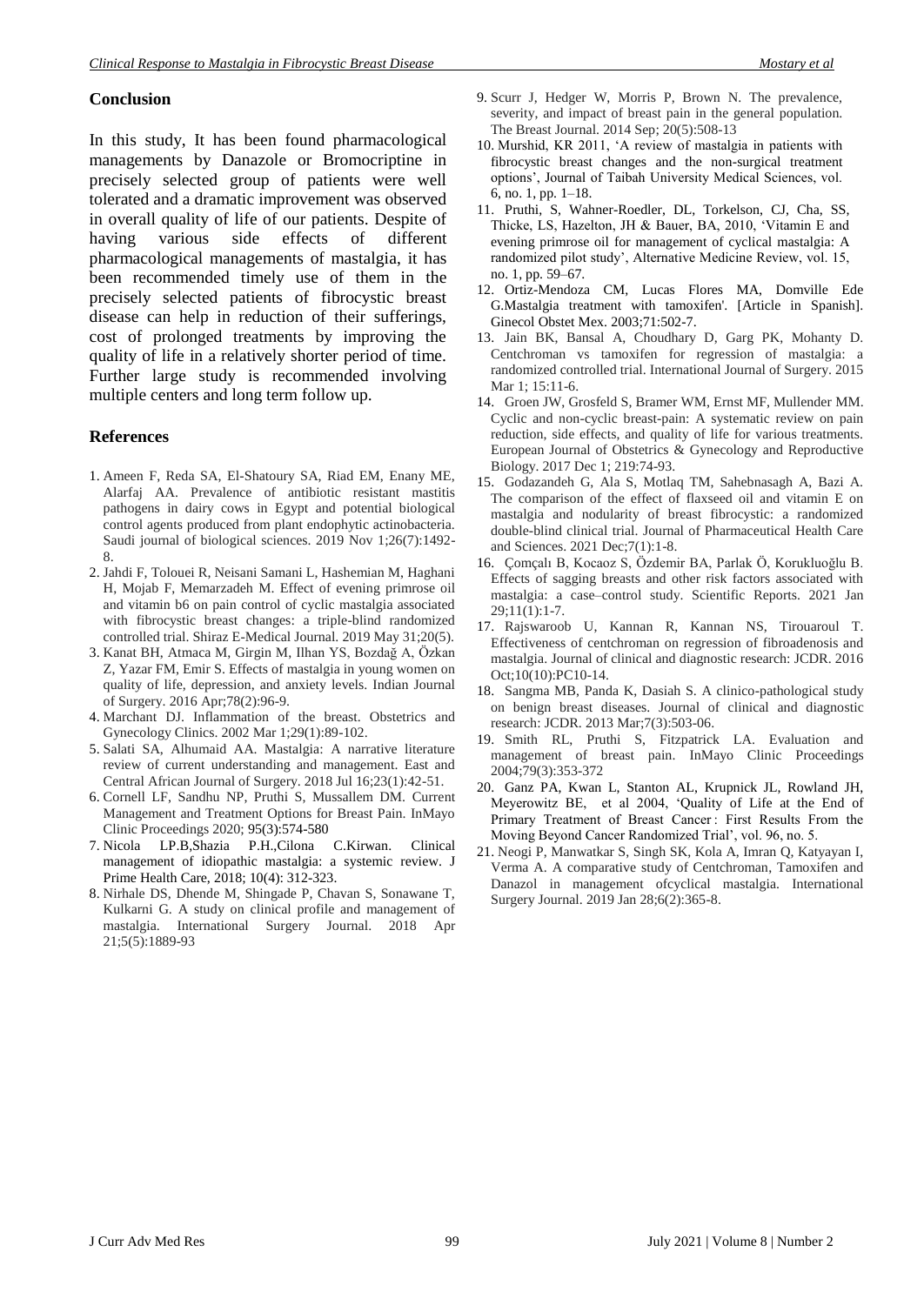## Conclusion

In this study, It has been found pharmacological managements by Danazole or Bromocriptine in precisely selected group of patients were well tolerated and a dramatic improvement was observed in overall quality of life of our patients. Despite of having various side effects of different pharmacological managements of mastalgia, it has been recommended timely use of them in the precisely selected patients of fibrocystic breast disease can help in reduction of their sufferings, cost of prolonged treatments by improving the quality of life in a relatively shorter period of time. Further large study is recommended involving multiple centers and long term follow up.

## References

1. Ameen F, Reda SA, El-Shatoury SA, Riad EM, Enany ME, Alarfaj AA. Prevalence of antibiotic resistant mastitis pathogens in dairy cows in Egypt and potential biological control agents produced from plant endophytic actinobacteria. Saudi journal of biological sciences. 2019 Nov 1;26(7):1492-8.
2. Jahdi F, Tolouei R, Neisani Samani L, Hashemian M, Haghani H, Mojab F, Memarzadeh M. Effect of evening primrose oil and vitamin b6 on pain control of cyclic mastalgia associated with fibrocystic breast changes: a triple-blind randomized controlled trial. Shiraz E-Medical Journal. 2019 May 31;20(5).
3. Kanat BH, Atmaca M, Girgin M, Ilhan YS, Bozdağ A, Özkan Z, Yazar FM, Emir S. Effects of mastalgia in young women on quality of life, depression, and anxiety levels. Indian Journal of Surgery. 2016 Apr;78(2):96-9.
4. Marchant DJ. Inflammation of the breast. Obstetrics and Gynecology Clinics. 2002 Mar 1;29(1):89-102.
5. Salati SA, Alhumaid AA. Mastalgia: A narrative literature review of current understanding and management. East and Central African Journal of Surgery. 2018 Jul 16;23(1):42-51.
6. Cornell LF, Sandhu NP, Pruthi S, Mussallem DM. Current Management and Treatment Options for Breast Pain. InMayo Clinic Proceedings 2020; 95(3):574-580
7. Nicola LP.B,Shazia P.H.,Cilona C.Kirwan. Clinical management of idiopathic mastalgia: a systemic review. J Prime Health Care, 2018; 10(4): 312-323.
8. Nirhale DS, Dhende M, Shingade P, Chavan S, Sonawane T, Kulkarni G. A study on clinical profile and management of mastalgia. International Surgery Journal. 2018 Apr 21;5(5):1889-93
9. Scurr J, Hedger W, Morris P, Brown N. The prevalence, severity, and impact of breast pain in the general population. The Breast Journal. 2014 Sep; 20(5):508-13
10. Murshid, KR 2011, 'A review of mastalgia in patients with fibrocystic breast changes and the non-surgical treatment options', Journal of Taibah University Medical Sciences, vol. 6, no. 1, pp. 1–18.
11. Pruthi, S, Wahner-Roedler, DL, Torkelson, CJ, Cha, SS, Thicke, LS, Hazelton, JH & Bauer, BA, 2010, 'Vitamin E and evening primrose oil for management of cyclical mastalgia: A randomized pilot study', Alternative Medicine Review, vol. 15, no. 1, pp. 59–67.
12. Ortiz-Mendoza CM, Lucas Flores MA, Domville Ede G.Mastalgia treatment with tamoxifen'. [Article in Spanish]. Ginecol Obstet Mex. 2003;71:502-7.
13. Jain BK, Bansal A, Choudhary D, Garg PK, Mohanty D. Centchroman vs tamoxifen for regression of mastalgia: a randomized controlled trial. International Journal of Surgery. 2015 Mar 1; 15:11-6.
14. Groen JW, Grosfeld S, Bramer WM, Ernst MF, Mullender MM. Cyclic and non-cyclic breast-pain: A systematic review on pain reduction, side effects, and quality of life for various treatments. European Journal of Obstetrics & Gynecology and Reproductive Biology. 2017 Dec 1; 219:74-93.
15. Godazandeh G, Ala S, Motlaq TM, Sahebnasagh A, Bazi A. The comparison of the effect of flaxseed oil and vitamin E on mastalgia and nodularity of breast fibrocystic: a randomized double-blind clinical trial. Journal of Pharmaceutical Health Care and Sciences. 2021 Dec;7(1):1-8.
16. Çomçalı B, Kocaoz S, Özdemir BA, Parlak Ö, Korukluoğlu B. Effects of sagging breasts and other risk factors associated with mastalgia: a case–control study. Scientific Reports. 2021 Jan 29;11(1):1-7.
17. Rajswaroob U, Kannan R, Kannan NS, Tirouaroul T. Effectiveness of centchroman on regression of fibroadenosis and mastalgia. Journal of clinical and diagnostic research: JCDR. 2016 Oct;10(10):PC10-14.
18. Sangma MB, Panda K, Dasiah S. A clinico-pathological study on benign breast diseases. Journal of clinical and diagnostic research: JCDR. 2013 Mar;7(3):503-06.
19. Smith RL, Pruthi S, Fitzpatrick LA. Evaluation and management of breast pain. InMayo Clinic Proceedings 2004;79(3):353-372
20. Ganz PA, Kwan L, Stanton AL, Krupnick JL, Rowland JH, Meyerowitz BE, et al 2004, 'Quality of Life at the End of Primary Treatment of Breast Cancer : First Results From the Moving Beyond Cancer Randomized Trial', vol. 96, no. 5.
21. Neogi P, Manwatkar S, Singh SK, Kola A, Imran Q, Katyayan I, Verma A. A comparative study of Centchroman, Tamoxifen and Danazol in management ofcyclical mastalgia. International Surgery Journal. 2019 Jan 28;6(2):365-8.